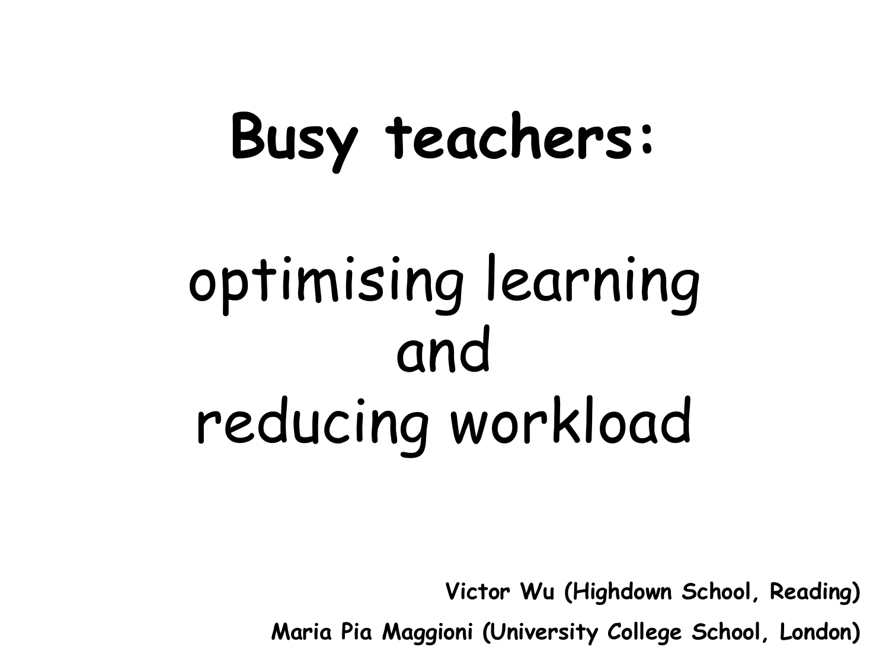# Busy teachers:

## optimising learning and reducing workload

**Victor Wu (Highdown School, Reading)**

**Maria Pia Maggioni (University College School, London)**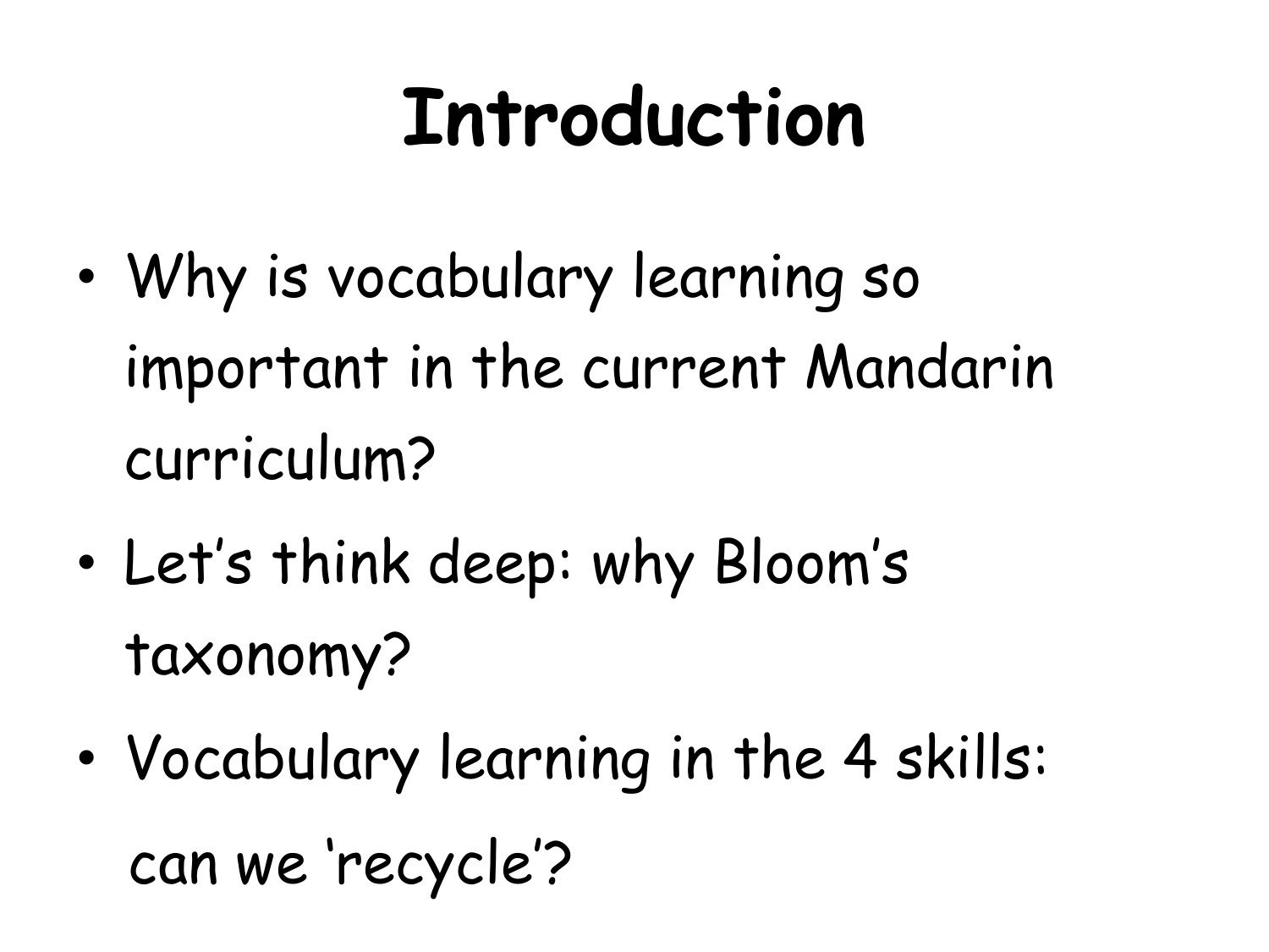# Introduction

- Why is vocabulary learning so important in the current Mandarin curriculum?
- Let's think deep: why Bloom's taxonomy?
- Vocabulary learning in the 4 skills: can we 'recycle'?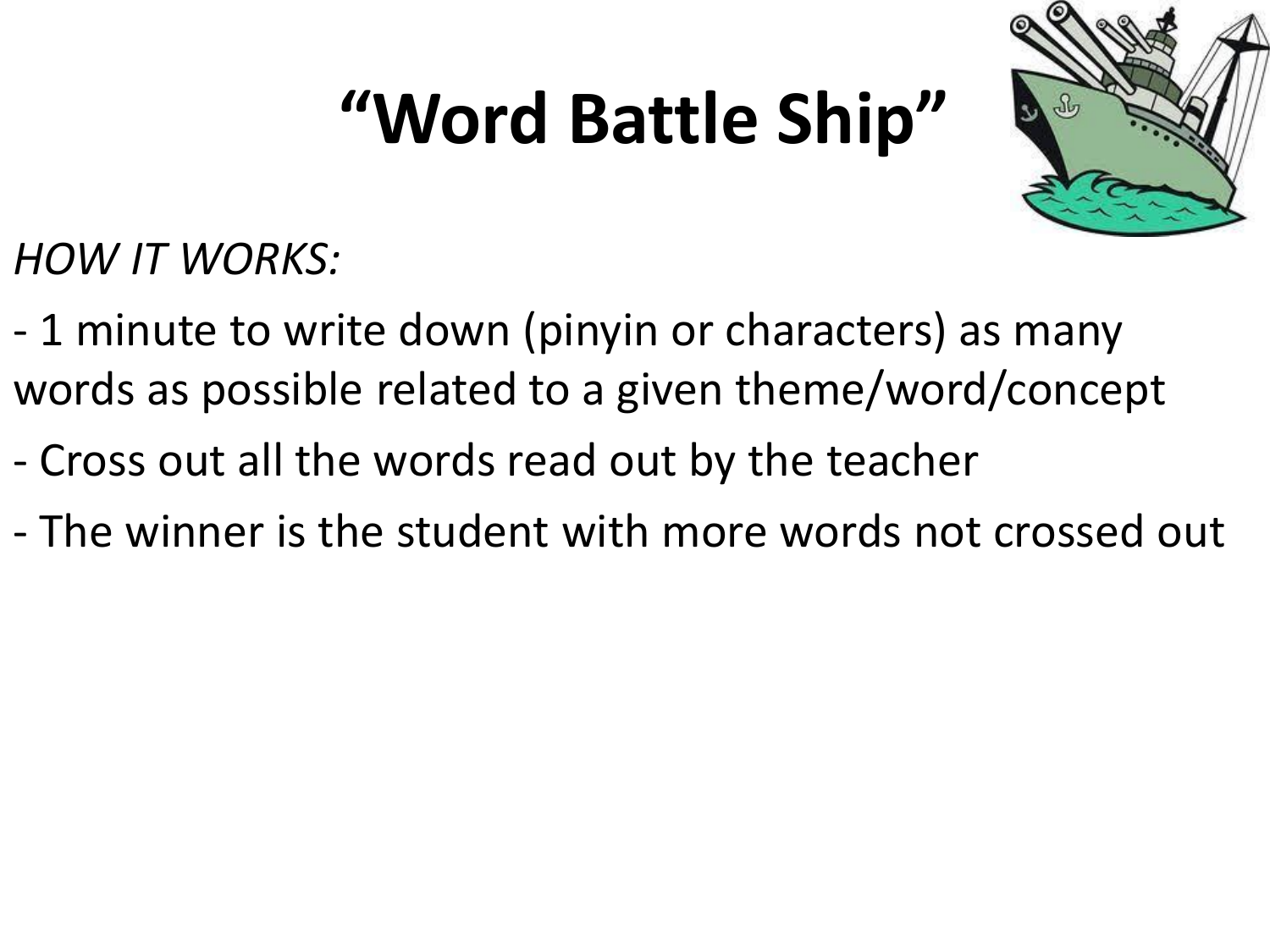# "Word Battle Ship"

*HOW IT WORKS:*

- 1 minute to write down (pinyin or characters) as many words as possible related to a given theme/word/concept
- Cross out all the words read out by the teacher
- The winner is the student with more words not crossed out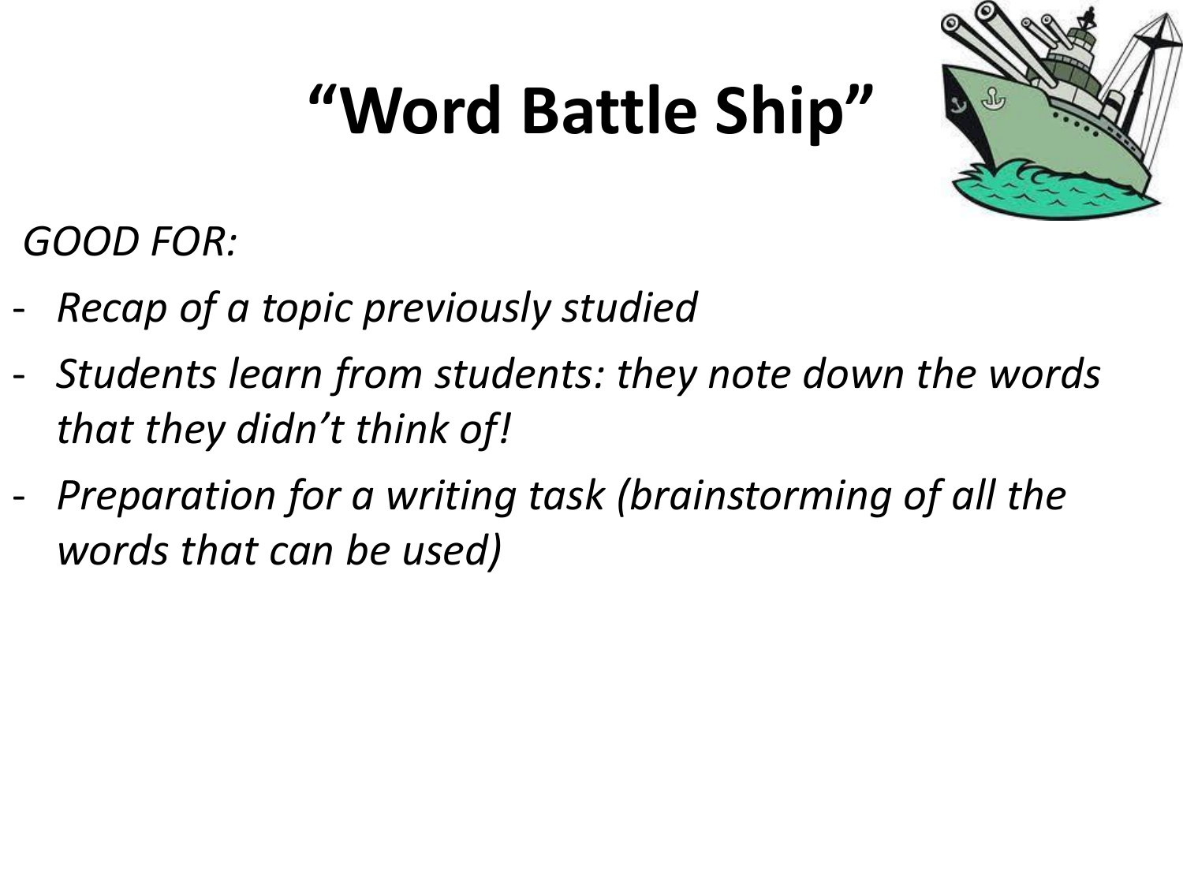# "Word Battle Ship"

*GOOD FOR:*

- *Recap of a topic previously studied*
- *Students learn from students: they note down the words that they didn't think of!*
- *Preparation for a writing task (brainstorming of all the words that can be used)*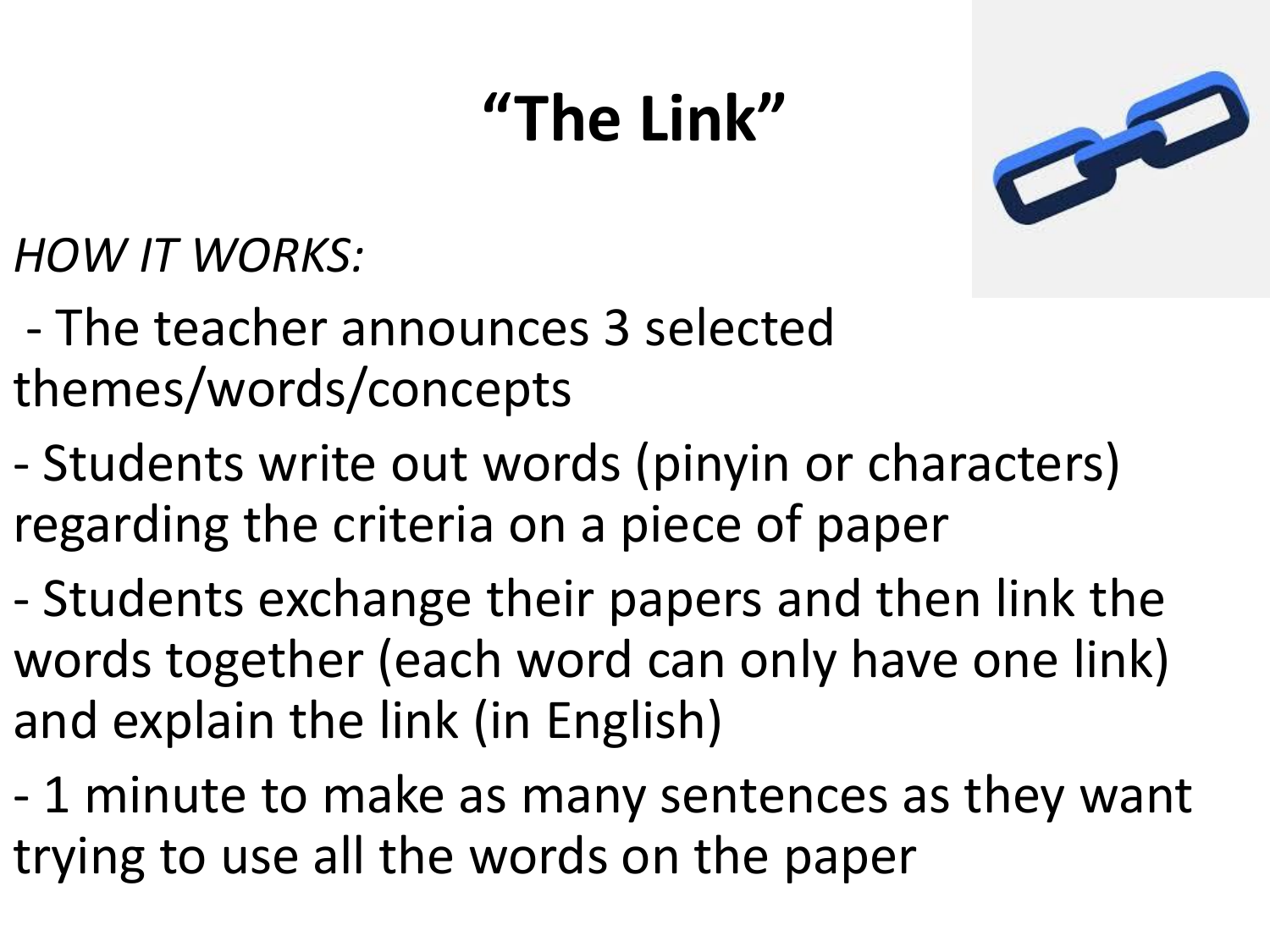# "The Link"

*HOW IT WORKS:*

- The teacher announces 3 selected themes/words/concepts
- Students write out words (pinyin or characters) regarding the criteria on a piece of paper
- Students exchange their papers and then link the words together (each word can only have one link) and explain the link (in English)
- 1 minute to make as many sentences as they want trying to use all the words on the paper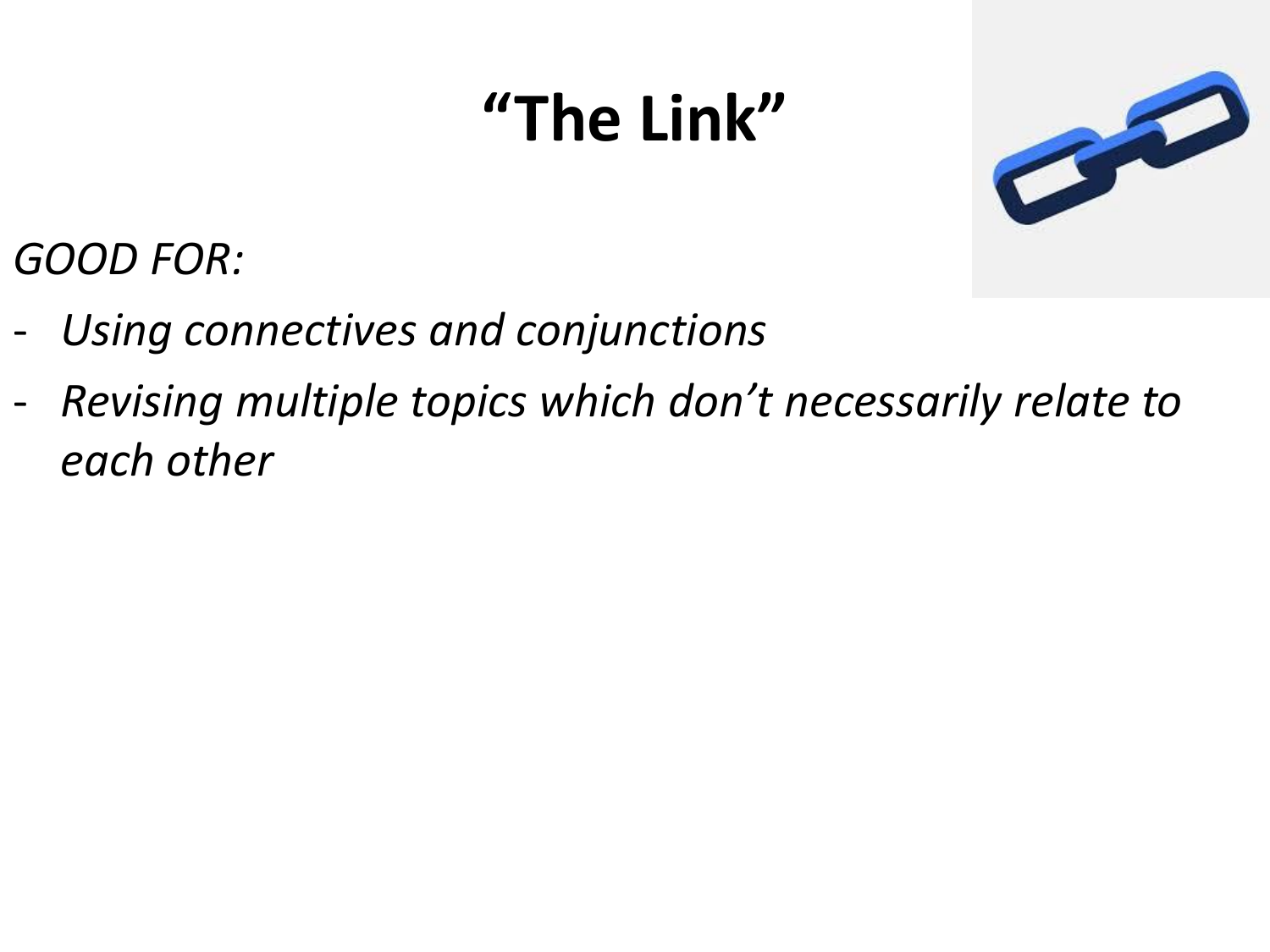# "The Link"

*GOOD FOR:*

- *Using connectives and conjunctions*
- *Revising multiple topics which don't necessarily relate to each other*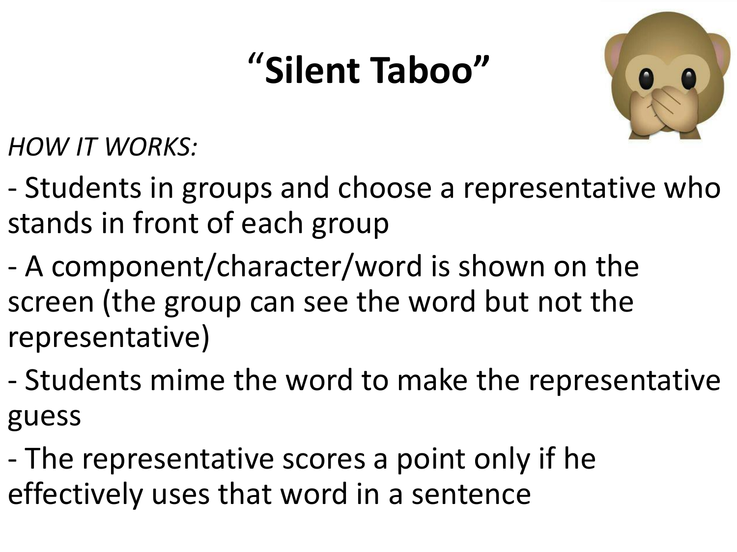# "Silent Taboo"

*HOW IT WORKS:*

- Students in groups and choose a representative who stands in front of each group
- A component/character/word is shown on the screen (the group can see the word but not the representative)
- Students mime the word to make the representative guess
- The representative scores a point only if he effectively uses that word in a sentence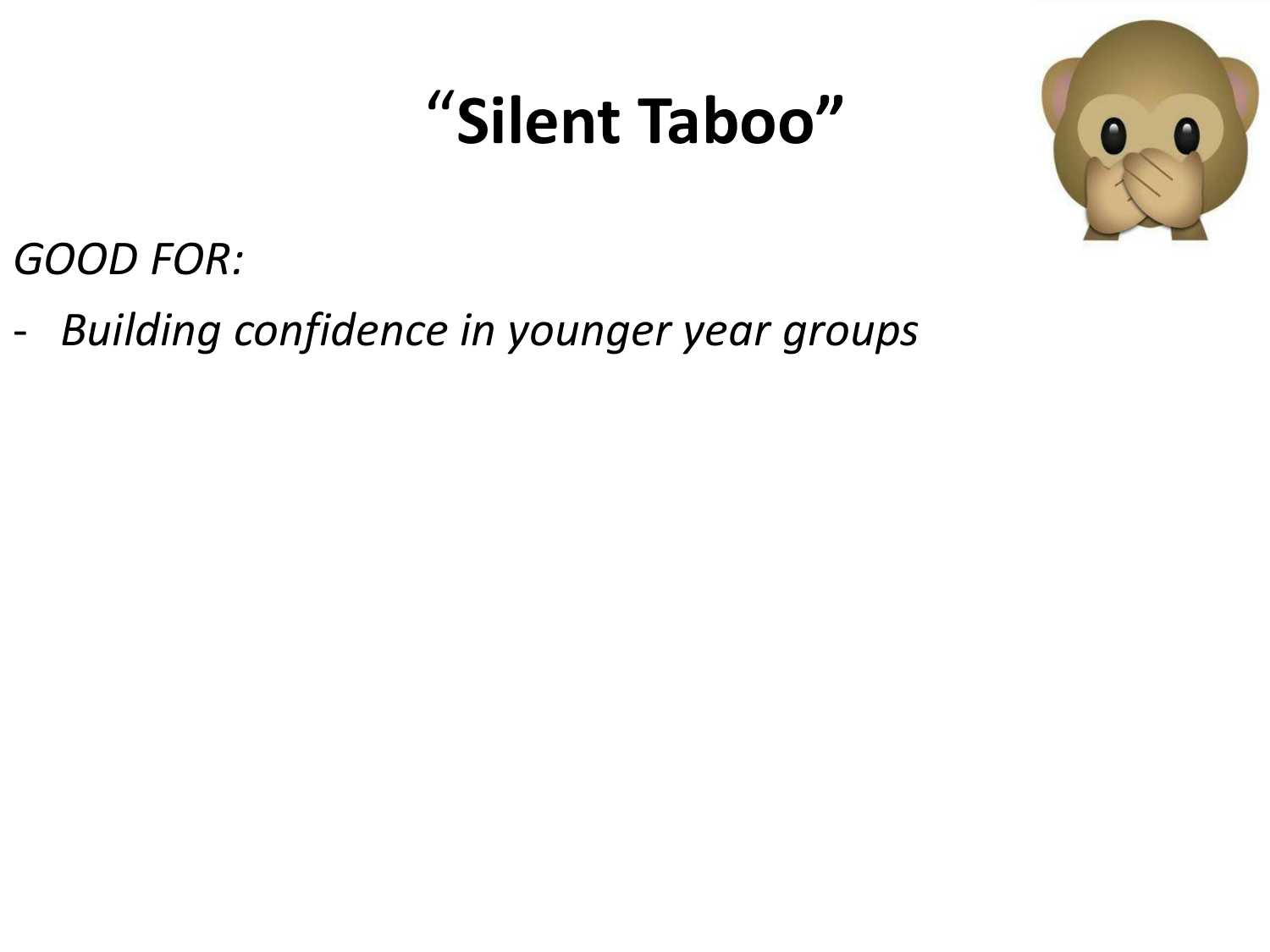# "Silent Taboo"

*GOOD FOR:*

- *Building confidence in younger year groups*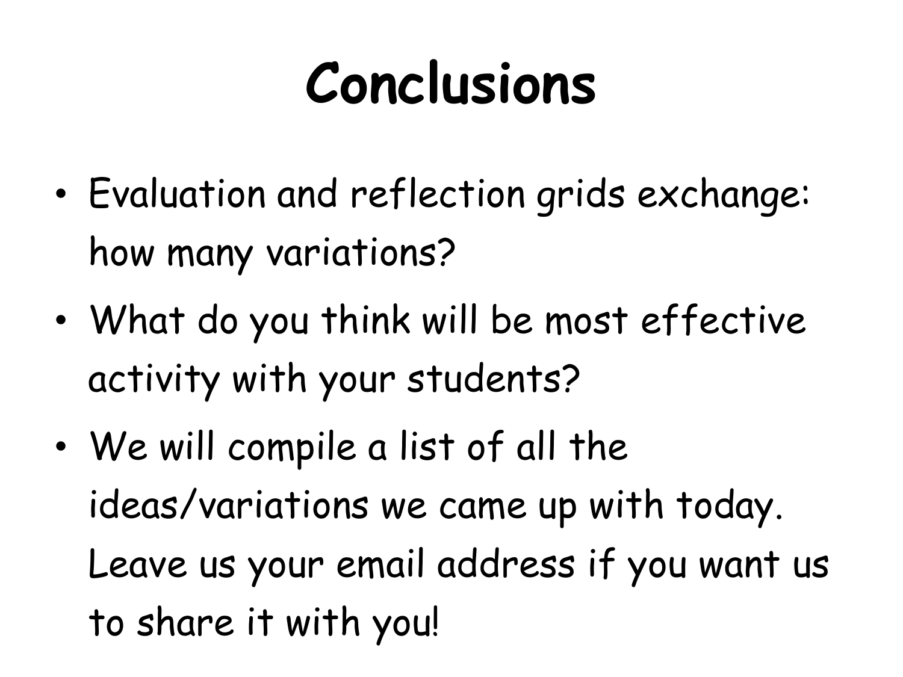# Conclusions

- Evaluation and reflection grids exchange: how many variations?
- What do you think will be most effective activity with your students?
- We will compile a list of all the ideas/variations we came up with today. Leave us your email address if you want us to share it with you!